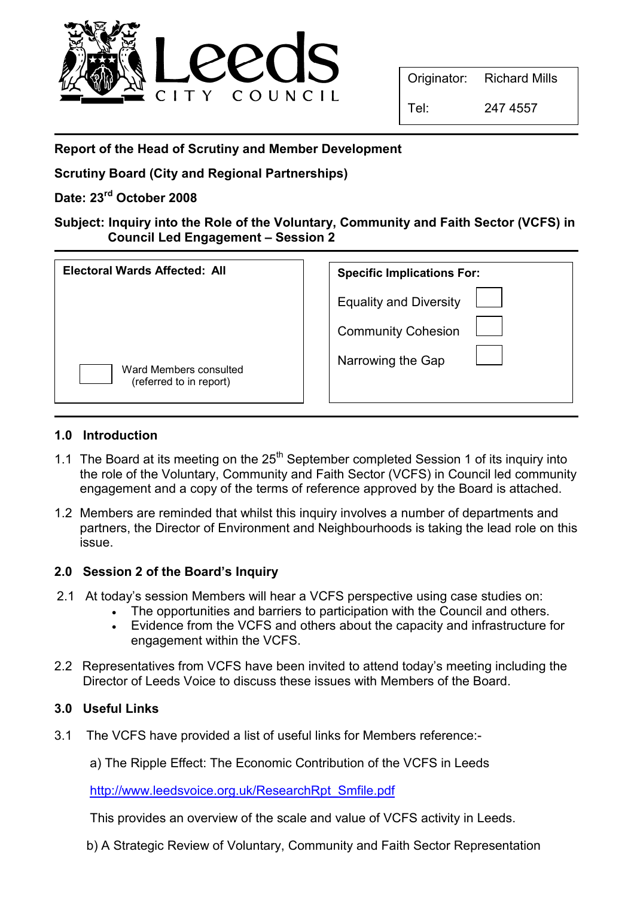Leeds CITY COUNCIL

| Originator: | Richard Mills |
| --- | --- |
| Tel: | 247 4557 |

**Report of the Head of Scrutiny and Member Development**

**Scrutiny Board (City and Regional Partnerships)**

**Date: 23rd October 2008**

**Subject: Inquiry into the Role of the Voluntary, Community and Faith Sector (VCFS) in Council Led Engagement – Session 2**

| Electoral Wards Affected: All | Specific Implications For: |
| --- | --- |
| | Equality and Diversity ☐ |
| | Community Cohesion ☐ |
| ☐ Ward Members consulted (referred to in report) | Narrowing the Gap ☐ |

## 1.0 Introduction

1.1 The Board at its meeting on the 25th September completed Session 1 of its inquiry into the role of the Voluntary, Community and Faith Sector (VCFS) in Council led community engagement and a copy of the terms of reference approved by the Board is attached.

1.2 Members are reminded that whilst this inquiry involves a number of departments and partners, the Director of Environment and Neighbourhoods is taking the lead role on this issue.

## 2.0 Session 2 of the Board's Inquiry

2.1 At today's session Members will hear a VCFS perspective using case studies on:

- The opportunities and barriers to participation with the Council and others.
- Evidence from the VCFS and others about the capacity and infrastructure for engagement within the VCFS.

2.2 Representatives from VCFS have been invited to attend today's meeting including the Director of Leeds Voice to discuss these issues with Members of the Board.

## 3.0 Useful Links

3.1 The VCFS have provided a list of useful links for Members reference:-

a) The Ripple Effect: The Economic Contribution of the VCFS in Leeds

http://www.leedsvoice.org.uk/ResearchRpt_Smfile.pdf

This provides an overview of the scale and value of VCFS activity in Leeds.

b) A Strategic Review of Voluntary, Community and Faith Sector Representation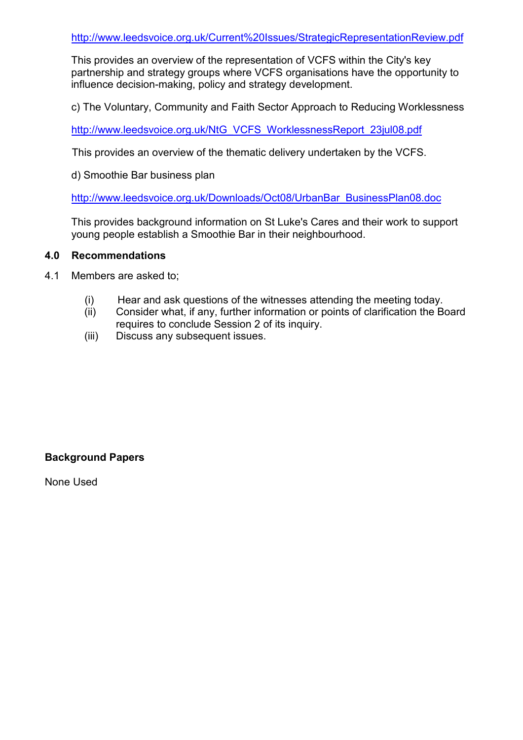http://www.leedsvoice.org.uk/Current%20Issues/StrategicRepresentationReview.pdf

This provides an overview of the representation of VCFS within the City's key partnership and strategy groups where VCFS organisations have the opportunity to influence decision-making, policy and strategy development.

c) The Voluntary, Community and Faith Sector Approach to Reducing Worklessness

http://www.leedsvoice.org.uk/NtG_VCFS_WorklessnessReport_23jul08.pdf

This provides an overview of the thematic delivery undertaken by the VCFS.

d) Smoothie Bar business plan

http://www.leedsvoice.org.uk/Downloads/Oct08/UrbanBar_BusinessPlan08.doc

This provides background information on St Luke's Cares and their work to support young people establish a Smoothie Bar in their neighbourhood.

## 4.0 Recommendations

4.1 Members are asked to;

(i) Hear and ask questions of the witnesses attending the meeting today.
(ii) Consider what, if any, further information or points of clarification the Board requires to conclude Session 2 of its inquiry.
(iii) Discuss any subsequent issues.

**Background Papers**

None Used